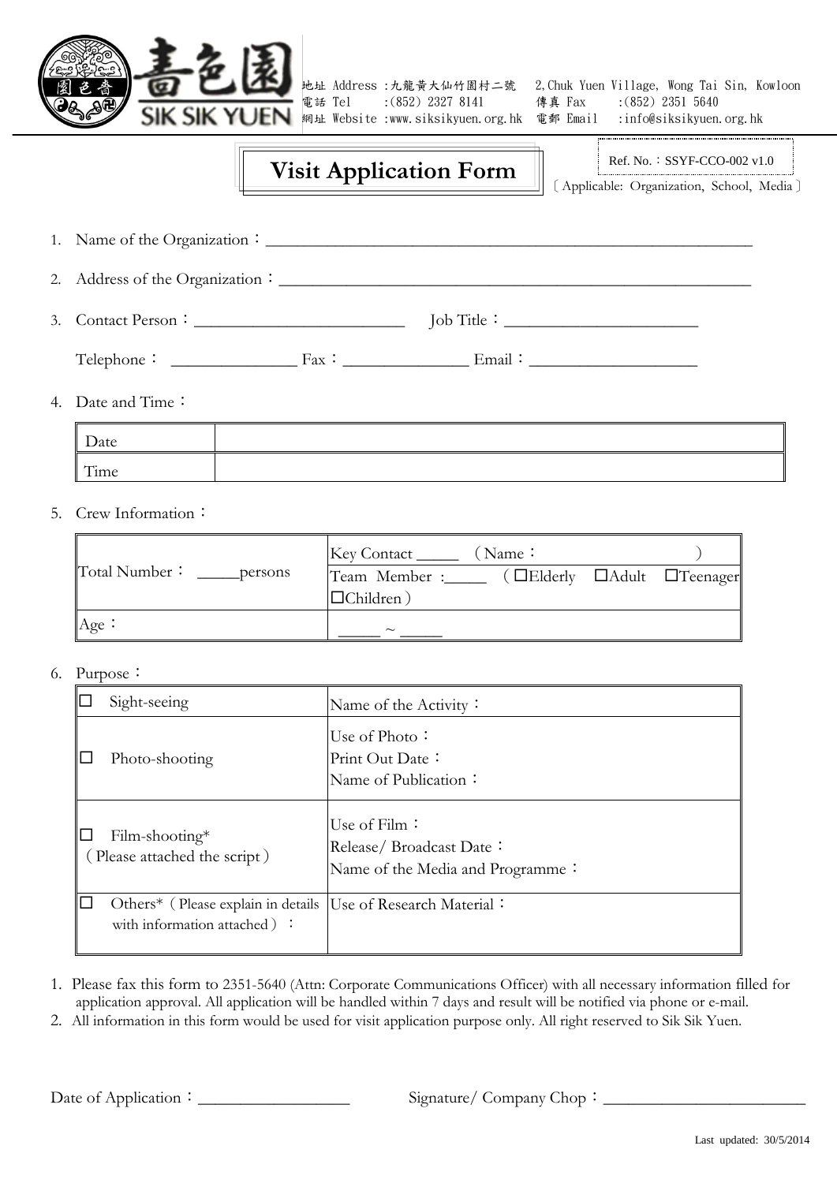嗇色園 SIK SIK YUEN

地址 Address :九龍黃大仙竹園村二號 2,Chuk Yuen Village, Wong Tai Sin, Kowloon
電話 Tel :(852) 2327 8141 傳真 Fax :(852) 2351 5640
網址 Website :www.siksikyuen.org.hk 電郵 Email :info@siksikyuen.org.hk

# Visit Application Form

Ref. No.：SSYF-CCO-002 v1.0
〔Applicable: Organization, School, Media〕

1. Name of the Organization：___________________________________________________________

2. Address of the Organization：_______________________________________________________

3. Contact Person：_________________________ Job Title：_______________________

   Telephone： _______________ Fax：_______________ Email：____________________

4. Date and Time：

| Date | |
|---|---|
| Time | |

5. Crew Information：

| Total Number： _____persons | Key Contact _____ （Name： ） Team Member :_____ （☐Elderly ☐Adult ☐Teenager ☐Children） |
|---|---|
| Age： | _____ ~ _____ |

6. Purpose：

| ☐ Sight-seeing | Name of the Activity： |
|---|---|
| ☐ Photo-shooting | Use of Photo： Print Out Date： Name of Publication： |
| ☐ Film-shooting* （Please attached the script） | Use of Film： Release/ Broadcast Date： Name of the Media and Programme： |
| ☐ Others*（Please explain in details with information attached）： | Use of Research Material： |

1. Please fax this form to 2351-5640 (Attn: Corporate Communications Officer) with all necessary information filled for application approval. All application will be handled within 7 days and result will be notified via phone or e-mail.
2. All information in this form would be used for visit application purpose only. All right reserved to Sik Sik Yuen.

Date of Application：_________________ Signature/ Company Chop：_________________________

Last updated: 30/5/2014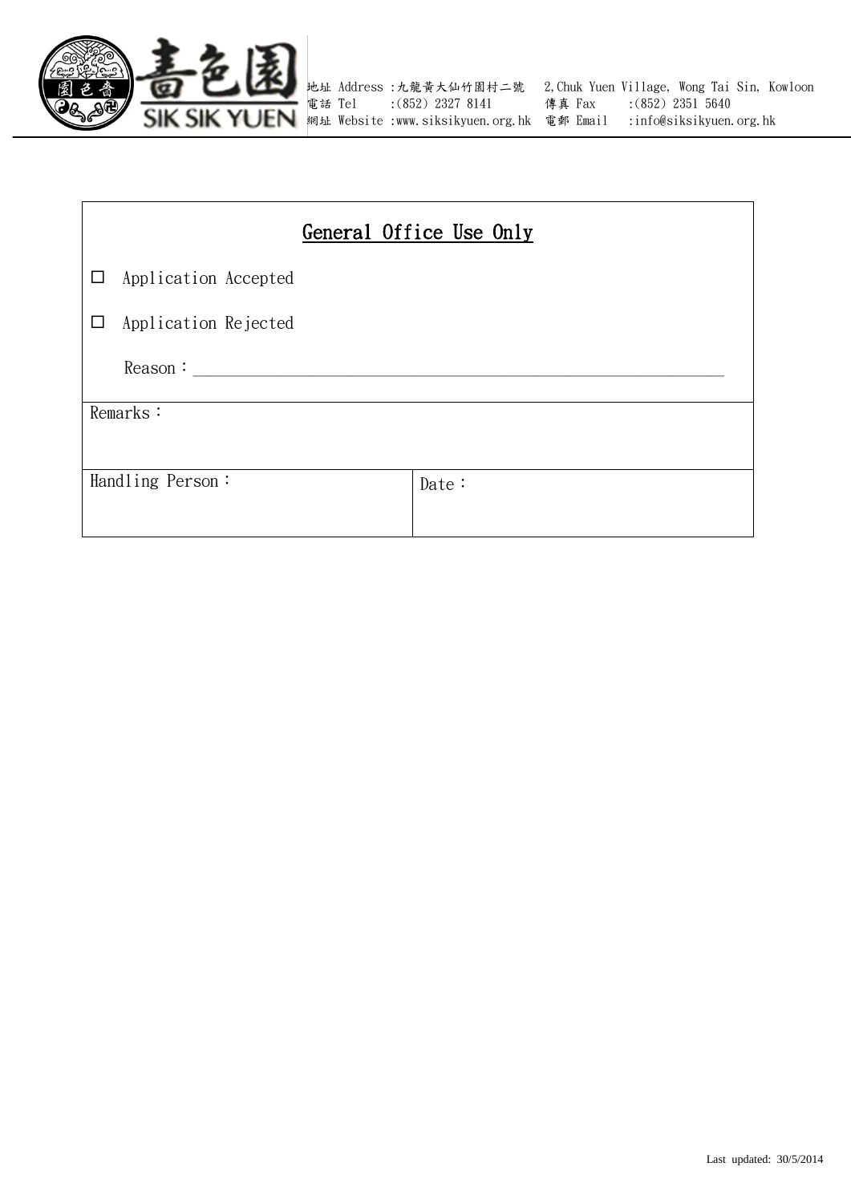嗇色園 SIK SIK YUEN

地址 Address :九龍黃大仙竹園村二號 2,Chuk Yuen Village, Wong Tai Sin, Kowloon
電話 Tel :(852) 2327 8141 傳真 Fax :(852) 2351 5640
網址 Website :www.siksikyuen.org.hk 電郵 Email :info@siksikyuen.org.hk

## General Office Use Only

☐ Application Accepted

☐ Application Rejected

Reason：\_\_\_\_\_\_\_\_\_\_\_\_\_\_\_\_\_\_\_\_\_\_\_\_\_\_\_\_\_\_\_\_\_\_\_\_\_\_\_\_\_\_\_\_\_\_\_\_

| | |
|---|---|
| Remarks： | |
| Handling Person： | Date： |

Last updated: 30/5/2014